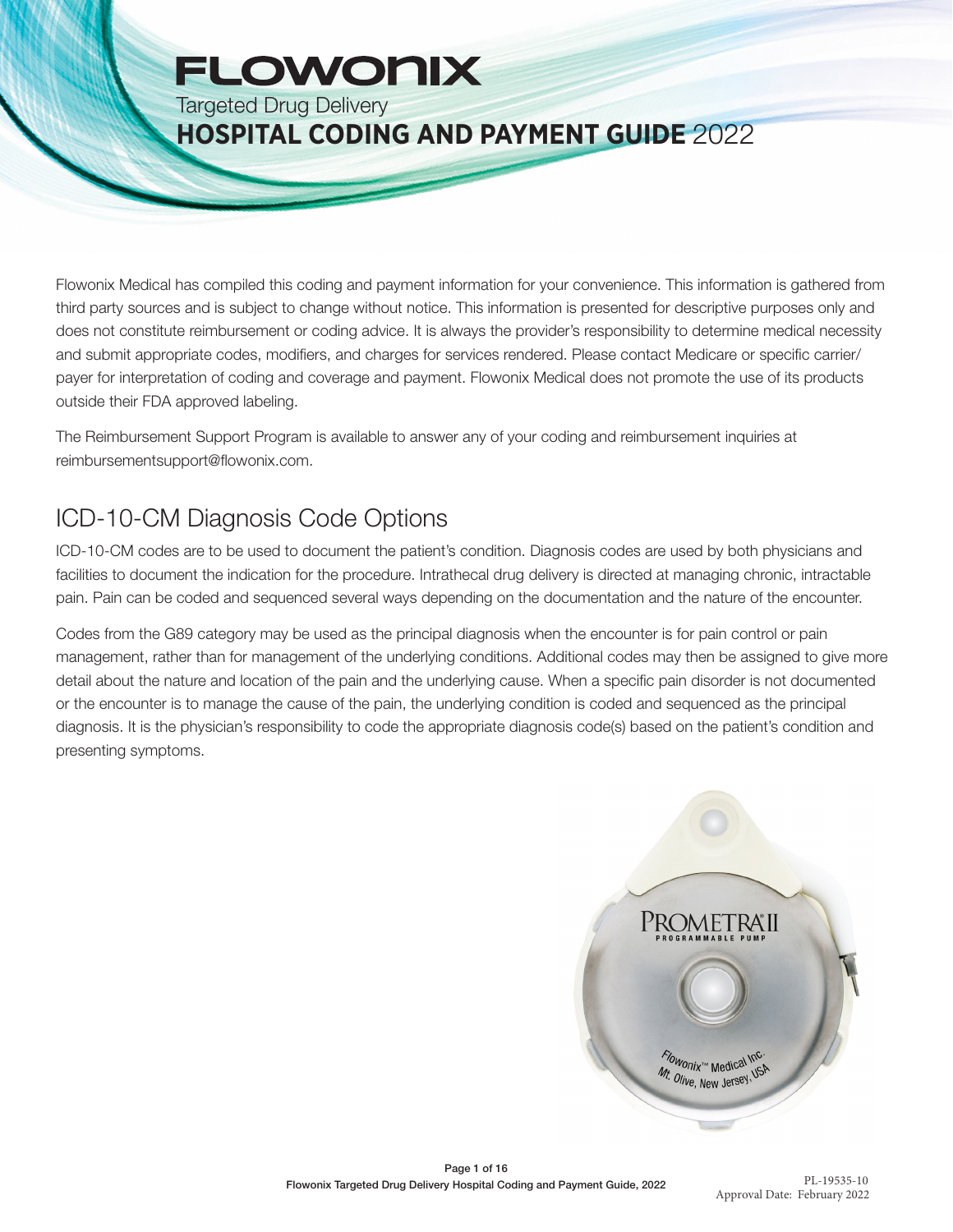# FLOWONIX

Targeted Drug Delivery

**HOSPITAL CODING AND PAYMENT GUIDE** 2022

Flowonix Medical has compiled this coding and payment information for your convenience. This information is gathered from third party sources and is subject to change without notice. This information is presented for descriptive purposes only and does not constitute reimbursement or coding advice. It is always the provider's responsibility to determine medical necessity and submit appropriate codes, modifiers, and charges for services rendered. Please contact Medicare or specific carrier/payer for interpretation of coding and coverage and payment. Flowonix Medical does not promote the use of its products outside their FDA approved labeling.

The Reimbursement Support Program is available to answer any of your coding and reimbursement inquiries at reimbursementsupport@flowonix.com.

## ICD-10-CM Diagnosis Code Options

ICD-10-CM codes are to be used to document the patient's condition. Diagnosis codes are used by both physicians and facilities to document the indication for the procedure. Intrathecal drug delivery is directed at managing chronic, intractable pain. Pain can be coded and sequenced several ways depending on the documentation and the nature of the encounter.

Codes from the G89 category may be used as the principal diagnosis when the encounter is for pain control or pain management, rather than for management of the underlying conditions. Additional codes may then be assigned to give more detail about the nature and location of the pain and the underlying cause. When a specific pain disorder is not documented or the encounter is to manage the cause of the pain, the underlying condition is coded and sequenced as the principal diagnosis. It is the physician's responsibility to code the appropriate diagnosis code(s) based on the patient's condition and presenting symptoms.

PL-19535-10
Approval Date: February 2022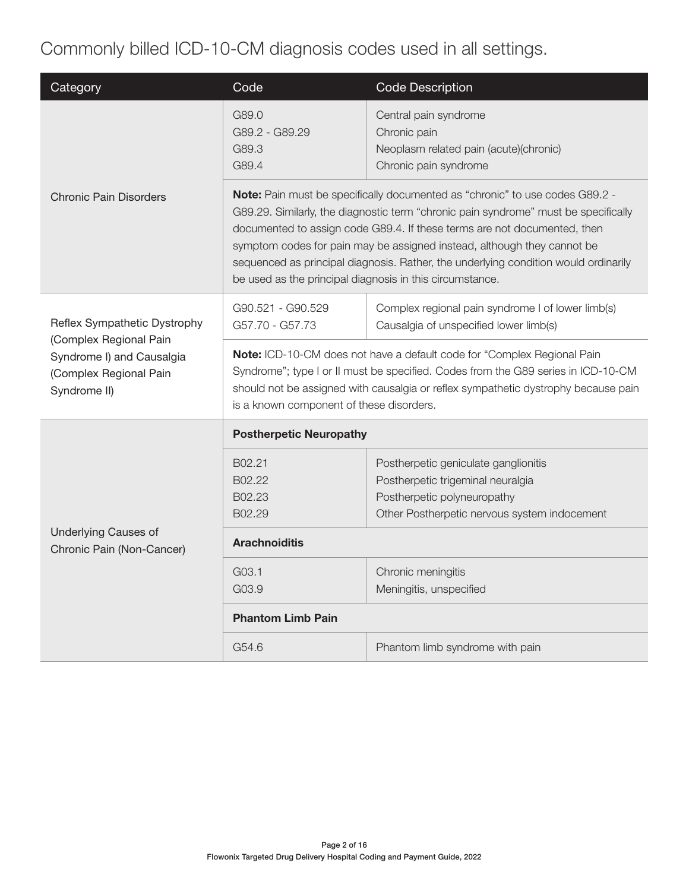# Commonly billed ICD-10-CM diagnosis codes used in all settings.

| Category | Code | Code Description |
| --- | --- | --- |
| Chronic Pain Disorders | G89.0<br>G89.2 - G89.29<br>G89.3<br>G89.4 | Central pain syndrome<br>Chronic pain<br>Neoplasm related pain (acute)(chronic)<br>Chronic pain syndrome |
| | **Note:** Pain must be specifically documented as "chronic" to use codes G89.2 - G89.29. Similarly, the diagnostic term "chronic pain syndrome" must be specifically documented to assign code G89.4. If these terms are not documented, then symptom codes for pain may be assigned instead, although they cannot be sequenced as principal diagnosis. Rather, the underlying condition would ordinarily be used as the principal diagnosis in this circumstance. | |
| Reflex Sympathetic Dystrophy (Complex Regional Pain Syndrome I) and Causalgia (Complex Regional Pain Syndrome II) | G90.521 - G90.529<br>G57.70 - G57.73 | Complex regional pain syndrome I of lower limb(s)<br>Causalgia of unspecified lower limb(s) |
| | **Note:** ICD-10-CM does not have a default code for "Complex Regional Pain Syndrome"; type I or II must be specified. Codes from the G89 series in ICD-10-CM should not be assigned with causalgia or reflex sympathetic dystrophy because pain is a known component of these disorders. | |
| Underlying Causes of Chronic Pain (Non-Cancer) | **Postherpetic Neuropathy** | |
| | B02.21<br>B02.22<br>B02.23<br>B02.29 | Postherpetic geniculate ganglionitis<br>Postherpetic trigeminal neuralgia<br>Postherpetic polyneuropathy<br>Other Postherpetic nervous system indocement |
| | **Arachnoiditis** | |
| | G03.1<br>G03.9 | Chronic meningitis<br>Meningitis, unspecified |
| | **Phantom Limb Pain** | |
| | G54.6 | Phantom limb syndrome with pain |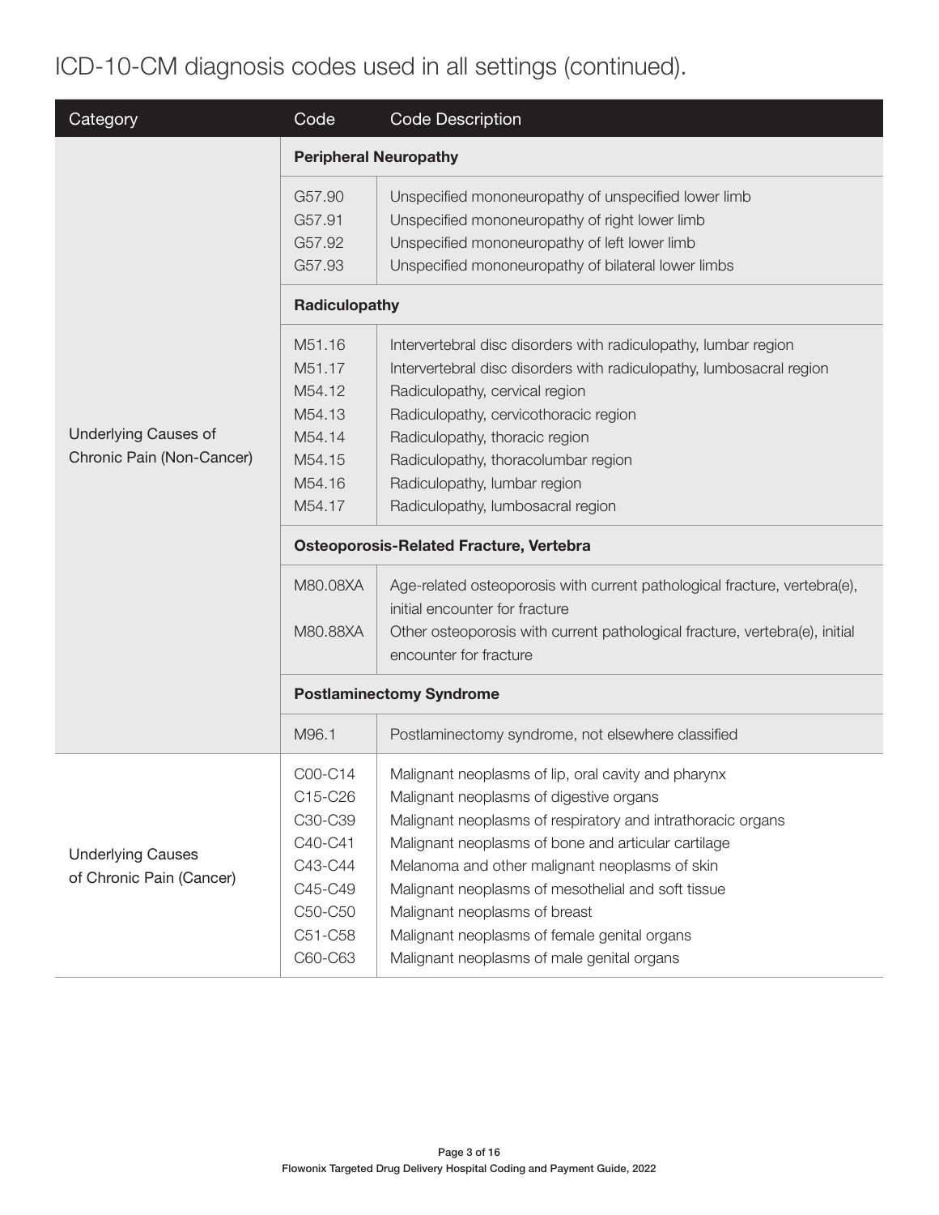## ICD-10-CM diagnosis codes used in all settings (continued).

| Category | Code | Code Description |
|---|---|---|
| Underlying Causes of Chronic Pain (Non-Cancer) | **Peripheral Neuropathy** | |
| | G57.90 | Unspecified mononeuropathy of unspecified lower limb |
| | G57.91 | Unspecified mononeuropathy of right lower limb |
| | G57.92 | Unspecified mononeuropathy of left lower limb |
| | G57.93 | Unspecified mononeuropathy of bilateral lower limbs |
| | **Radiculopathy** | |
| | M51.16 | Intervertebral disc disorders with radiculopathy, lumbar region |
| | M51.17 | Intervertebral disc disorders with radiculopathy, lumbosacral region |
| | M54.12 | Radiculopathy, cervical region |
| | M54.13 | Radiculopathy, cervicothoracic region |
| | M54.14 | Radiculopathy, thoracic region |
| | M54.15 | Radiculopathy, thoracolumbar region |
| | M54.16 | Radiculopathy, lumbar region |
| | M54.17 | Radiculopathy, lumbosacral region |
| | **Osteoporosis-Related Fracture, Vertebra** | |
| | M80.08XA | Age-related osteoporosis with current pathological fracture, vertebra(e), initial encounter for fracture |
| | M80.88XA | Other osteoporosis with current pathological fracture, vertebra(e), initial encounter for fracture |
| | **Postlaminectomy Syndrome** | |
| | M96.1 | Postlaminectomy syndrome, not elsewhere classified |
| Underlying Causes of Chronic Pain (Cancer) | C00-C14 | Malignant neoplasms of lip, oral cavity and pharynx |
| | C15-C26 | Malignant neoplasms of digestive organs |
| | C30-C39 | Malignant neoplasms of respiratory and intrathoracic organs |
| | C40-C41 | Malignant neoplasms of bone and articular cartilage |
| | C43-C44 | Melanoma and other malignant neoplasms of skin |
| | C45-C49 | Malignant neoplasms of mesothelial and soft tissue |
| | C50-C50 | Malignant neoplasms of breast |
| | C51-C58 | Malignant neoplasms of female genital organs |
| | C60-C63 | Malignant neoplasms of male genital organs |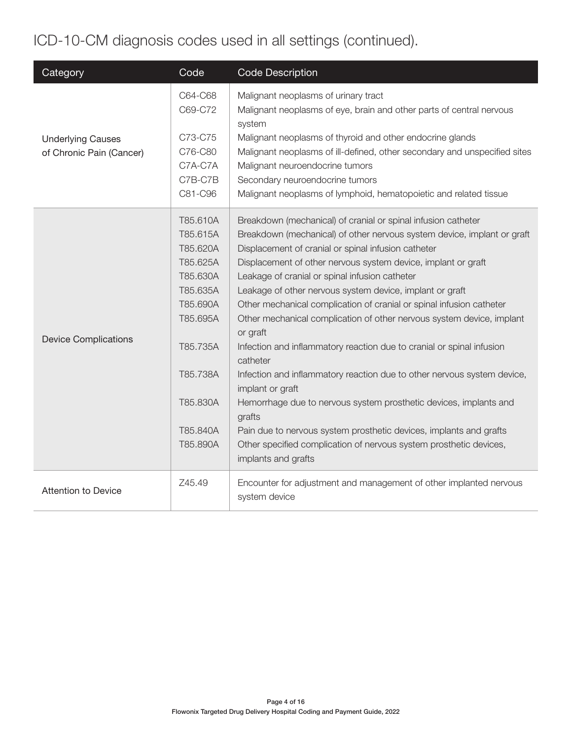# ICD-10-CM diagnosis codes used in all settings (continued).

| Category | Code | Code Description |
|---|---|---|
| Underlying Causes of Chronic Pain (Cancer) | C64-C68 | Malignant neoplasms of urinary tract |
| | C69-C72 | Malignant neoplasms of eye, brain and other parts of central nervous system |
| | C73-C75 | Malignant neoplasms of thyroid and other endocrine glands |
| | C76-C80 | Malignant neoplasms of ill-defined, other secondary and unspecified sites |
| | C7A-C7A | Malignant neuroendocrine tumors |
| | C7B-C7B | Secondary neuroendocrine tumors |
| | C81-C96 | Malignant neoplasms of lymphoid, hematopoietic and related tissue |
| Device Complications | T85.610A | Breakdown (mechanical) of cranial or spinal infusion catheter |
| | T85.615A | Breakdown (mechanical) of other nervous system device, implant or graft |
| | T85.620A | Displacement of cranial or spinal infusion catheter |
| | T85.625A | Displacement of other nervous system device, implant or graft |
| | T85.630A | Leakage of cranial or spinal infusion catheter |
| | T85.635A | Leakage of other nervous system device, implant or graft |
| | T85.690A | Other mechanical complication of cranial or spinal infusion catheter |
| | T85.695A | Other mechanical complication of other nervous system device, implant or graft |
| | T85.735A | Infection and inflammatory reaction due to cranial or spinal infusion catheter |
| | T85.738A | Infection and inflammatory reaction due to other nervous system device, implant or graft |
| | T85.830A | Hemorrhage due to nervous system prosthetic devices, implants and grafts |
| | T85.840A | Pain due to nervous system prosthetic devices, implants and grafts |
| | T85.890A | Other specified complication of nervous system prosthetic devices, implants and grafts |
| Attention to Device | Z45.49 | Encounter for adjustment and management of other implanted nervous system device |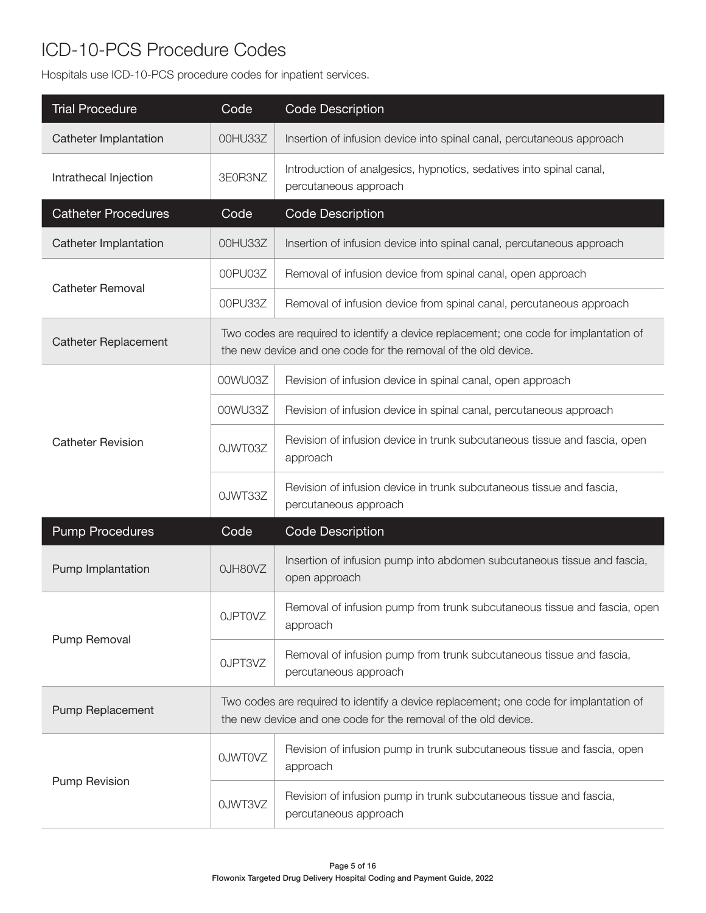# ICD-10-PCS Procedure Codes

Hospitals use ICD-10-PCS procedure codes for inpatient services.

| Trial Procedure | Code | Code Description |
|---|---|---|
| Catheter Implantation | 00HU33Z | Insertion of infusion device into spinal canal, percutaneous approach |
| Intrathecal Injection | 3E0R3NZ | Introduction of analgesics, hypnotics, sedatives into spinal canal, percutaneous approach |
| **Catheter Procedures** | **Code** | **Code Description** |
| Catheter Implantation | 00HU33Z | Insertion of infusion device into spinal canal, percutaneous approach |
| Catheter Removal | 00PU03Z | Removal of infusion device from spinal canal, open approach |
| | 00PU33Z | Removal of infusion device from spinal canal, percutaneous approach |
| Catheter Replacement | Two codes are required to identify a device replacement; one code for implantation of the new device and one code for the removal of the old device. | |
| Catheter Revision | 00WU03Z | Revision of infusion device in spinal canal, open approach |
| | 00WU33Z | Revision of infusion device in spinal canal, percutaneous approach |
| | 0JWT03Z | Revision of infusion device in trunk subcutaneous tissue and fascia, open approach |
| | 0JWT33Z | Revision of infusion device in trunk subcutaneous tissue and fascia, percutaneous approach |
| **Pump Procedures** | **Code** | **Code Description** |
| Pump Implantation | 0JH80VZ | Insertion of infusion pump into abdomen subcutaneous tissue and fascia, open approach |
| Pump Removal | 0JPT0VZ | Removal of infusion pump from trunk subcutaneous tissue and fascia, open approach |
| | 0JPT3VZ | Removal of infusion pump from trunk subcutaneous tissue and fascia, percutaneous approach |
| Pump Replacement | Two codes are required to identify a device replacement; one code for implantation of the new device and one code for the removal of the old device. | |
| Pump Revision | 0JWT0VZ | Revision of infusion pump in trunk subcutaneous tissue and fascia, open approach |
| | 0JWT3VZ | Revision of infusion pump in trunk subcutaneous tissue and fascia, percutaneous approach |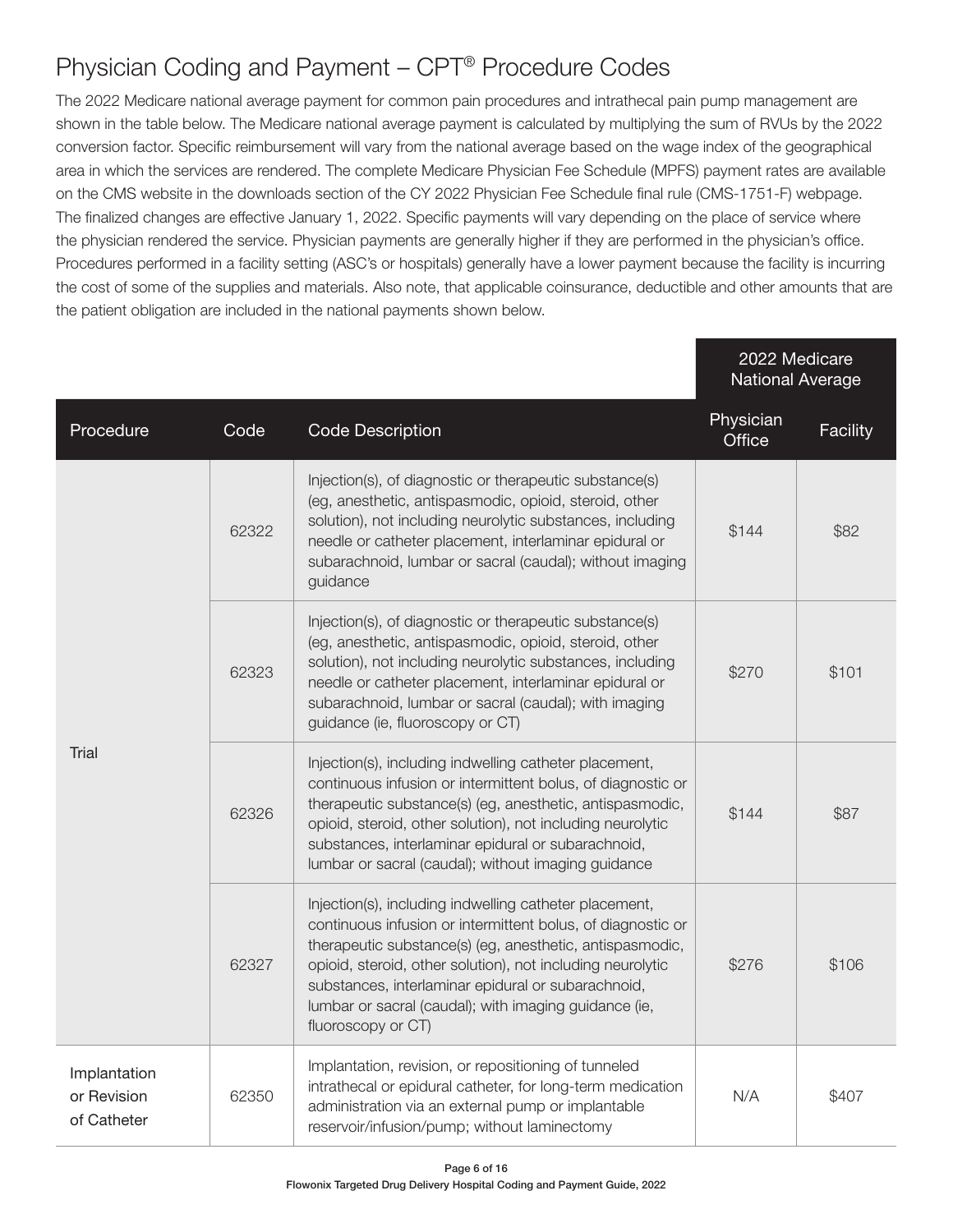# Physician Coding and Payment – CPT® Procedure Codes

The 2022 Medicare national average payment for common pain procedures and intrathecal pain pump management are shown in the table below. The Medicare national average payment is calculated by multiplying the sum of RVUs by the 2022 conversion factor. Specific reimbursement will vary from the national average based on the wage index of the geographical area in which the services are rendered. The complete Medicare Physician Fee Schedule (MPFS) payment rates are available on the CMS website in the downloads section of the CY 2022 Physician Fee Schedule final rule (CMS-1751-F) webpage. The finalized changes are effective January 1, 2022. Specific payments will vary depending on the place of service where the physician rendered the service. Physician payments are generally higher if they are performed in the physician's office. Procedures performed in a facility setting (ASC's or hospitals) generally have a lower payment because the facility is incurring the cost of some of the supplies and materials. Also note, that applicable coinsurance, deductible and other amounts that are the patient obligation are included in the national payments shown below.

| | | | 2022 Medicare National Average | |
|---|---|---|---|---|
| **Procedure** | **Code** | **Code Description** | **Physician Office** | **Facility** |
| Trial | 62322 | Injection(s), of diagnostic or therapeutic substance(s) (eg, anesthetic, antispasmodic, opioid, steroid, other solution), not including neurolytic substances, including needle or catheter placement, interlaminar epidural or subarachnoid, lumbar or sacral (caudal); without imaging guidance | $144 | $82 |
| | 62323 | Injection(s), of diagnostic or therapeutic substance(s) (eg, anesthetic, antispasmodic, opioid, steroid, other solution), not including neurolytic substances, including needle or catheter placement, interlaminar epidural or subarachnoid, lumbar or sacral (caudal); with imaging guidance (ie, fluoroscopy or CT) | $270 | $101 |
| | 62326 | Injection(s), including indwelling catheter placement, continuous infusion or intermittent bolus, of diagnostic or therapeutic substance(s) (eg, anesthetic, antispasmodic, opioid, steroid, other solution), not including neurolytic substances, interlaminar epidural or subarachnoid, lumbar or sacral (caudal); without imaging guidance | $144 | $87 |
| | 62327 | Injection(s), including indwelling catheter placement, continuous infusion or intermittent bolus, of diagnostic or therapeutic substance(s) (eg, anesthetic, antispasmodic, opioid, steroid, other solution), not including neurolytic substances, interlaminar epidural or subarachnoid, lumbar or sacral (caudal); with imaging guidance (ie, fluoroscopy or CT) | $276 | $106 |
| Implantation or Revision of Catheter | 62350 | Implantation, revision, or repositioning of tunneled intrathecal or epidural catheter, for long-term medication administration via an external pump or implantable reservoir/infusion/pump; without laminectomy | N/A | $407 |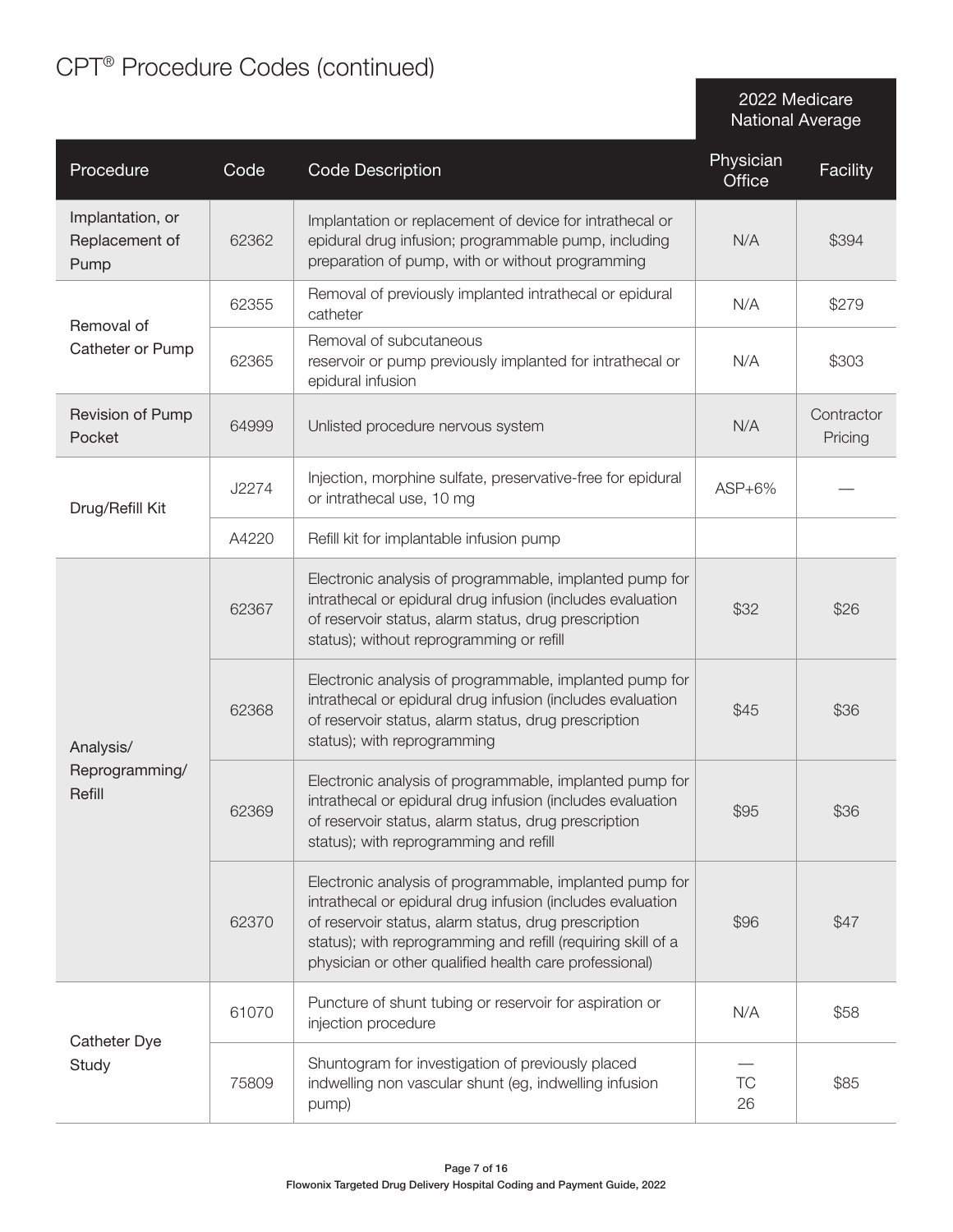# CPT® Procedure Codes (continued)

| Procedure | Code | Code Description | 2022 Medicare National Average | |
|---|---|---|---|---|
| | | | Physician Office | Facility |
| Implantation, or Replacement of Pump | 62362 | Implantation or replacement of device for intrathecal or epidural drug infusion; programmable pump, including preparation of pump, with or without programming | N/A | $394 |
| Removal of Catheter or Pump | 62355 | Removal of previously implanted intrathecal or epidural catheter | N/A | $279 |
| | 62365 | Removal of subcutaneous reservoir or pump previously implanted for intrathecal or epidural infusion | N/A | $303 |
| Revision of Pump Pocket | 64999 | Unlisted procedure nervous system | N/A | Contractor Pricing |
| Drug/Refill Kit | J2274 | Injection, morphine sulfate, preservative-free for epidural or intrathecal use, 10 mg | ASP+6% | — |
| | A4220 | Refill kit for implantable infusion pump | | |
| Analysis/ Reprogramming/ Refill | 62367 | Electronic analysis of programmable, implanted pump for intrathecal or epidural drug infusion (includes evaluation of reservoir status, alarm status, drug prescription status); without reprogramming or refill | $32 | $26 |
| | 62368 | Electronic analysis of programmable, implanted pump for intrathecal or epidural drug infusion (includes evaluation of reservoir status, alarm status, drug prescription status); with reprogramming | $45 | $36 |
| | 62369 | Electronic analysis of programmable, implanted pump for intrathecal or epidural drug infusion (includes evaluation of reservoir status, alarm status, drug prescription status); with reprogramming and refill | $95 | $36 |
| | 62370 | Electronic analysis of programmable, implanted pump for intrathecal or epidural drug infusion (includes evaluation of reservoir status, alarm status, drug prescription status); with reprogramming and refill (requiring skill of a physician or other qualified health care professional) | $96 | $47 |
| Catheter Dye Study | 61070 | Puncture of shunt tubing or reservoir for aspiration or injection procedure | N/A | $58 |
| | 75809 | Shuntogram for investigation of previously placed indwelling non vascular shunt (eg, indwelling infusion pump) | — TC 26 | $85 |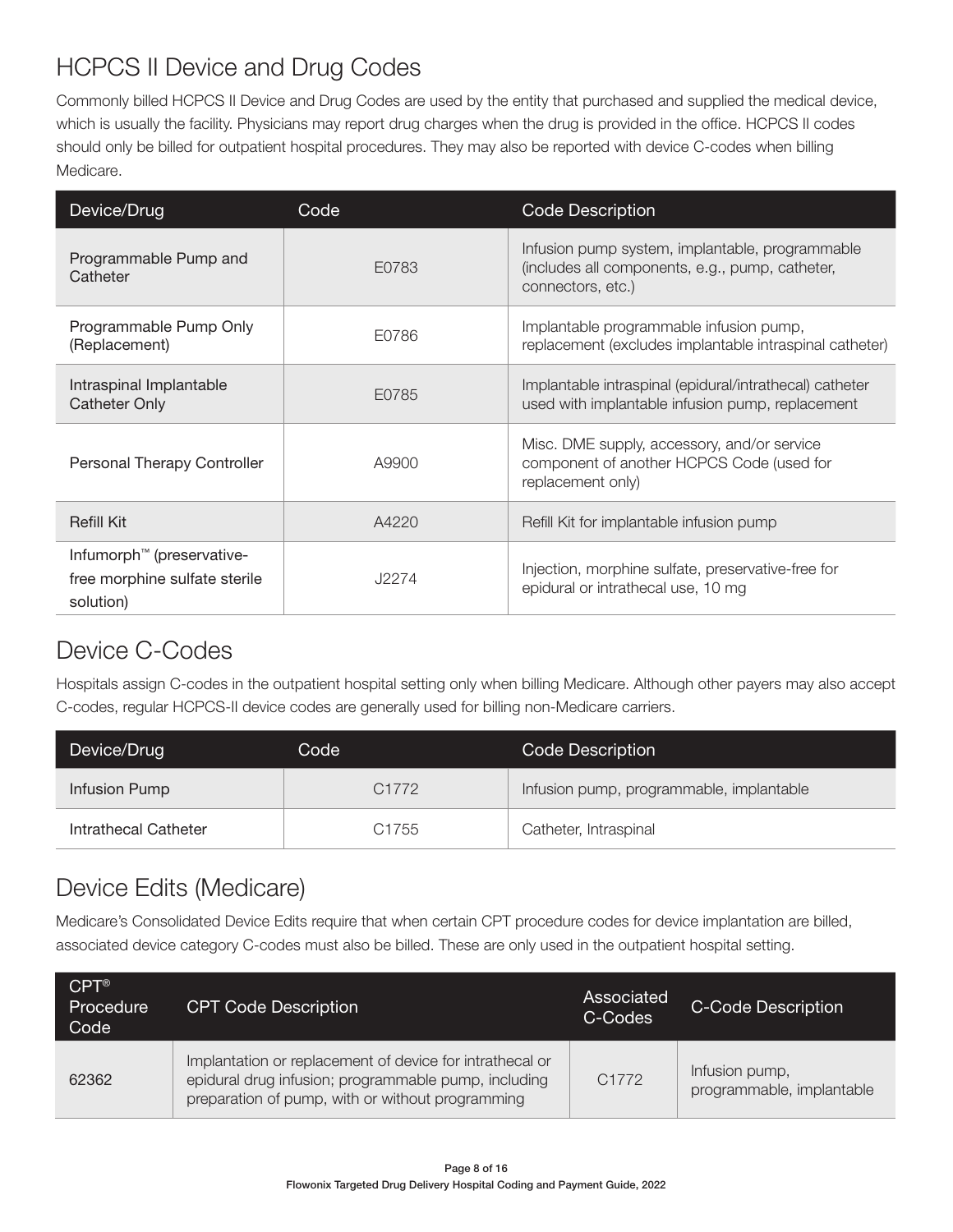## HCPCS II Device and Drug Codes

Commonly billed HCPCS II Device and Drug Codes are used by the entity that purchased and supplied the medical device, which is usually the facility. Physicians may report drug charges when the drug is provided in the office. HCPCS II codes should only be billed for outpatient hospital procedures. They may also be reported with device C-codes when billing Medicare.

| Device/Drug | Code | Code Description |
|---|---|---|
| Programmable Pump and Catheter | E0783 | Infusion pump system, implantable, programmable (includes all components, e.g., pump, catheter, connectors, etc.) |
| Programmable Pump Only (Replacement) | E0786 | Implantable programmable infusion pump, replacement (excludes implantable intraspinal catheter) |
| Intraspinal Implantable Catheter Only | E0785 | Implantable intraspinal (epidural/intrathecal) catheter used with implantable infusion pump, replacement |
| Personal Therapy Controller | A9900 | Misc. DME supply, accessory, and/or service component of another HCPCS Code (used for replacement only) |
| Refill Kit | A4220 | Refill Kit for implantable infusion pump |
| Infumorph™ (preservative-free morphine sulfate sterile solution) | J2274 | Injection, morphine sulfate, preservative-free for epidural or intrathecal use, 10 mg |

## Device C-Codes

Hospitals assign C-codes in the outpatient hospital setting only when billing Medicare. Although other payers may also accept C-codes, regular HCPCS-II device codes are generally used for billing non-Medicare carriers.

| Device/Drug | Code | Code Description |
|---|---|---|
| Infusion Pump | C1772 | Infusion pump, programmable, implantable |
| Intrathecal Catheter | C1755 | Catheter, Intraspinal |

## Device Edits (Medicare)

Medicare's Consolidated Device Edits require that when certain CPT procedure codes for device implantation are billed, associated device category C-codes must also be billed. These are only used in the outpatient hospital setting.

| CPT® Procedure Code | CPT Code Description | Associated C-Codes | C-Code Description |
|---|---|---|---|
| 62362 | Implantation or replacement of device for intrathecal or epidural drug infusion; programmable pump, including preparation of pump, with or without programming | C1772 | Infusion pump, programmable, implantable |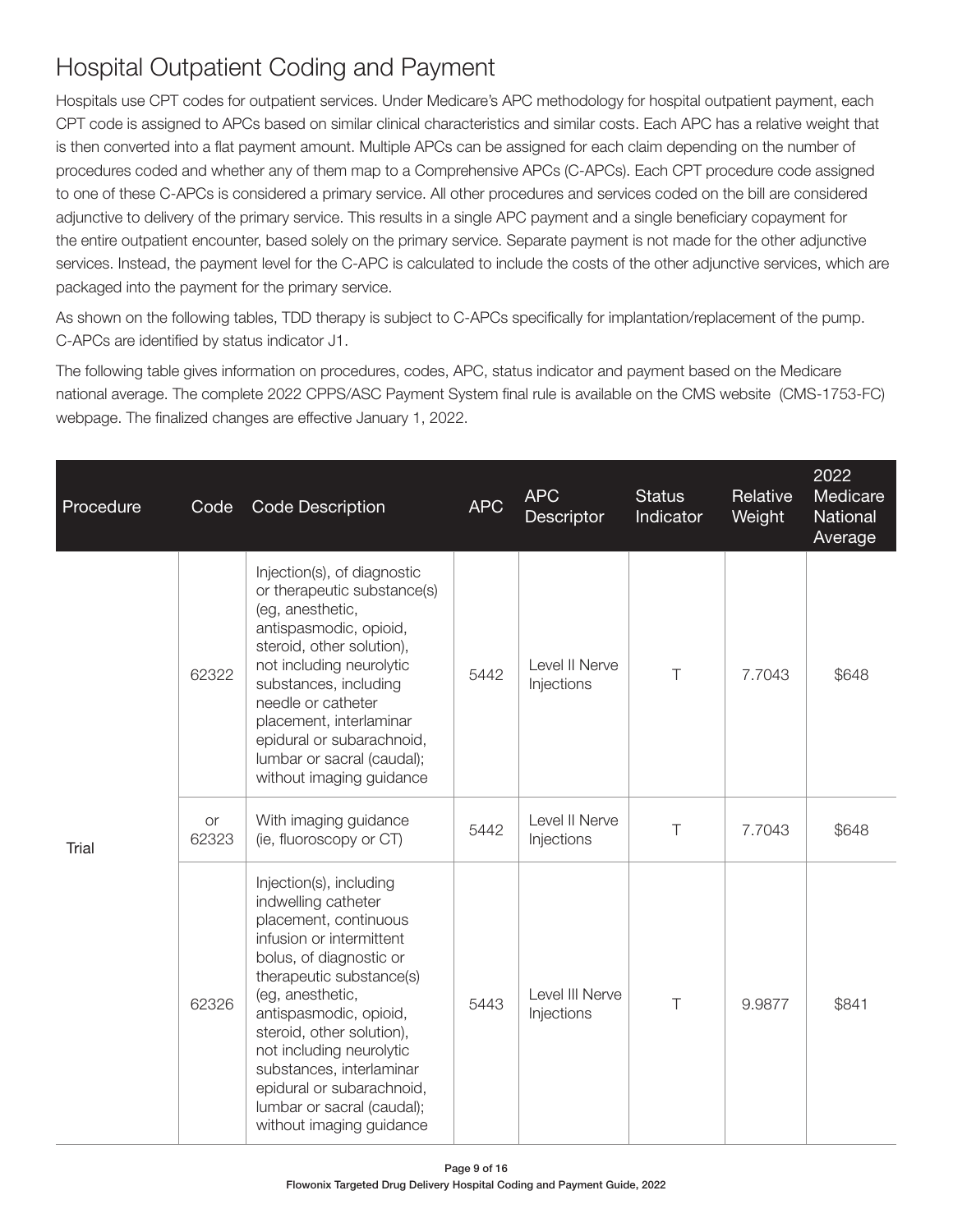## Hospital Outpatient Coding and Payment

Hospitals use CPT codes for outpatient services. Under Medicare's APC methodology for hospital outpatient payment, each CPT code is assigned to APCs based on similar clinical characteristics and similar costs. Each APC has a relative weight that is then converted into a flat payment amount. Multiple APCs can be assigned for each claim depending on the number of procedures coded and whether any of them map to a Comprehensive APCs (C-APCs). Each CPT procedure code assigned to one of these C-APCs is considered a primary service. All other procedures and services coded on the bill are considered adjunctive to delivery of the primary service. This results in a single APC payment and a single beneficiary copayment for the entire outpatient encounter, based solely on the primary service. Separate payment is not made for the other adjunctive services. Instead, the payment level for the C-APC is calculated to include the costs of the other adjunctive services, which are packaged into the payment for the primary service.

As shown on the following tables, TDD therapy is subject to C-APCs specifically for implantation/replacement of the pump. C-APCs are identified by status indicator J1.

The following table gives information on procedures, codes, APC, status indicator and payment based on the Medicare national average. The complete 2022 CPPS/ASC Payment System final rule is available on the CMS website (CMS-1753-FC) webpage. The finalized changes are effective January 1, 2022.

| Procedure | Code | Code Description | APC | APC Descriptor | Status Indicator | Relative Weight | 2022 Medicare National Average |
|---|---|---|---|---|---|---|---|
| Trial | 62322 | Injection(s), of diagnostic or therapeutic substance(s) (eg, anesthetic, antispasmodic, opioid, steroid, other solution), not including neurolytic substances, including needle or catheter placement, interlaminar epidural or subarachnoid, lumbar or sacral (caudal); without imaging guidance | 5442 | Level II Nerve Injections | T | 7.7043 | $648 |
| | or 62323 | With imaging guidance (ie, fluoroscopy or CT) | 5442 | Level II Nerve Injections | T | 7.7043 | $648 |
| | 62326 | Injection(s), including indwelling catheter placement, continuous infusion or intermittent bolus, of diagnostic or therapeutic substance(s) (eg, anesthetic, antispasmodic, opioid, steroid, other solution), not including neurolytic substances, interlaminar epidural or subarachnoid, lumbar or sacral (caudal); without imaging guidance | 5443 | Level III Nerve Injections | T | 9.9877 | $841 |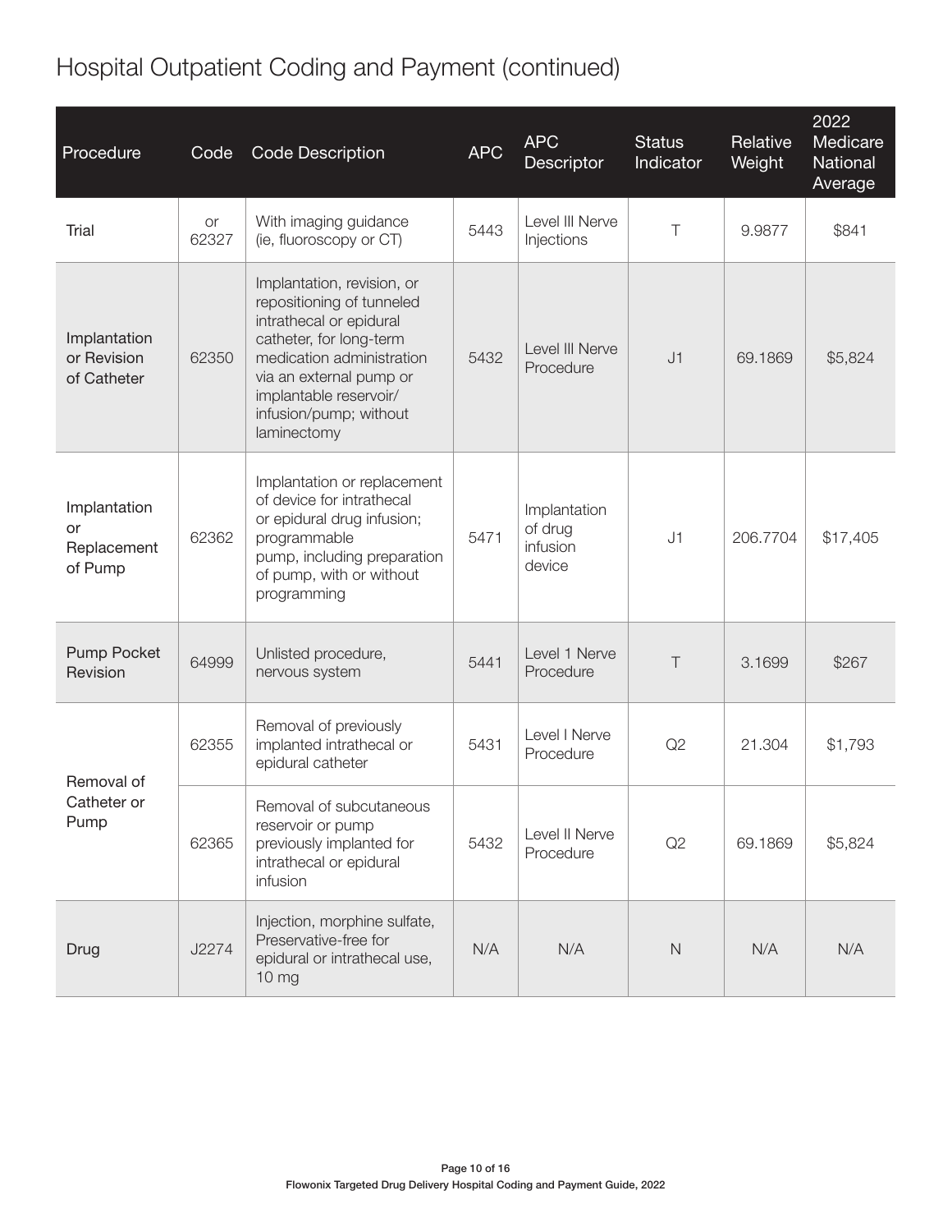# Hospital Outpatient Coding and Payment (continued)

| Procedure | Code | Code Description | APC | APC Descriptor | Status Indicator | Relative Weight | 2022 Medicare National Average |
|---|---|---|---|---|---|---|---|
| Trial | or 62327 | With imaging guidance (ie, fluoroscopy or CT) | 5443 | Level III Nerve Injections | T | 9.9877 | $841 |
| Implantation or Revision of Catheter | 62350 | Implantation, revision, or repositioning of tunneled intrathecal or epidural catheter, for long-term medication administration via an external pump or implantable reservoir/ infusion/pump; without laminectomy | 5432 | Level III Nerve Procedure | J1 | 69.1869 | $5,824 |
| Implantation or Replacement of Pump | 62362 | Implantation or replacement of device for intrathecal or epidural drug infusion; programmable pump, including preparation of pump, with or without programming | 5471 | Implantation of drug infusion device | J1 | 206.7704 | $17,405 |
| Pump Pocket Revision | 64999 | Unlisted procedure, nervous system | 5441 | Level 1 Nerve Procedure | T | 3.1699 | $267 |
| Removal of Catheter or Pump | 62355 | Removal of previously implanted intrathecal or epidural catheter | 5431 | Level I Nerve Procedure | Q2 | 21.304 | $1,793 |
| | 62365 | Removal of subcutaneous reservoir or pump previously implanted for intrathecal or epidural infusion | 5432 | Level II Nerve Procedure | Q2 | 69.1869 | $5,824 |
| Drug | J2274 | Injection, morphine sulfate, Preservative-free for epidural or intrathecal use, 10 mg | N/A | N/A | N | N/A | N/A |

Flowonix Targeted Drug Delivery Hospital Coding and Payment Guide, 2022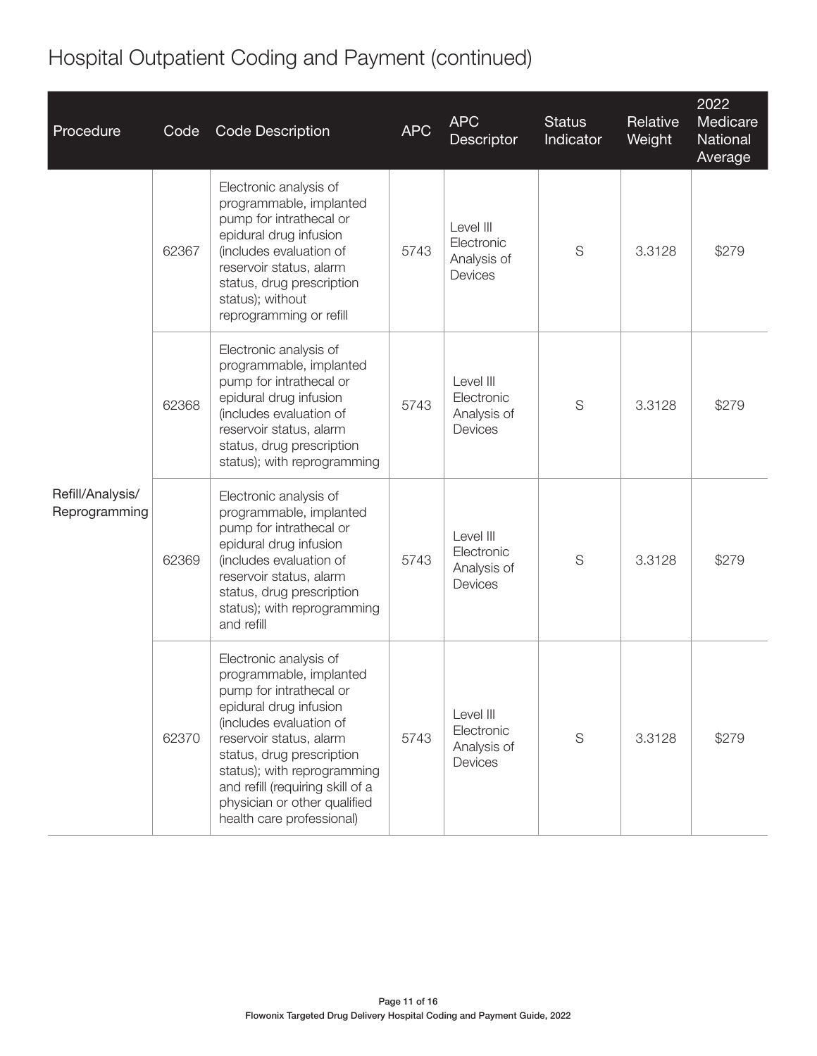# Hospital Outpatient Coding and Payment (continued)

| Procedure | Code | Code Description | APC | APC Descriptor | Status Indicator | Relative Weight | 2022 Medicare National Average |
|---|---|---|---|---|---|---|---|
| Refill/Analysis/ Reprogramming | 62367 | Electronic analysis of programmable, implanted pump for intrathecal or epidural drug infusion (includes evaluation of reservoir status, alarm status, drug prescription status); without reprogramming or refill | 5743 | Level III Electronic Analysis of Devices | S | 3.3128 | $279 |
| | 62368 | Electronic analysis of programmable, implanted pump for intrathecal or epidural drug infusion (includes evaluation of reservoir status, alarm status, drug prescription status); with reprogramming | 5743 | Level III Electronic Analysis of Devices | S | 3.3128 | $279 |
| | 62369 | Electronic analysis of programmable, implanted pump for intrathecal or epidural drug infusion (includes evaluation of reservoir status, alarm status, drug prescription status); with reprogramming and refill | 5743 | Level III Electronic Analysis of Devices | S | 3.3128 | $279 |
| | 62370 | Electronic analysis of programmable, implanted pump for intrathecal or epidural drug infusion (includes evaluation of reservoir status, alarm status, drug prescription status); with reprogramming and refill (requiring skill of a physician or other qualified health care professional) | 5743 | Level III Electronic Analysis of Devices | S | 3.3128 | $279 |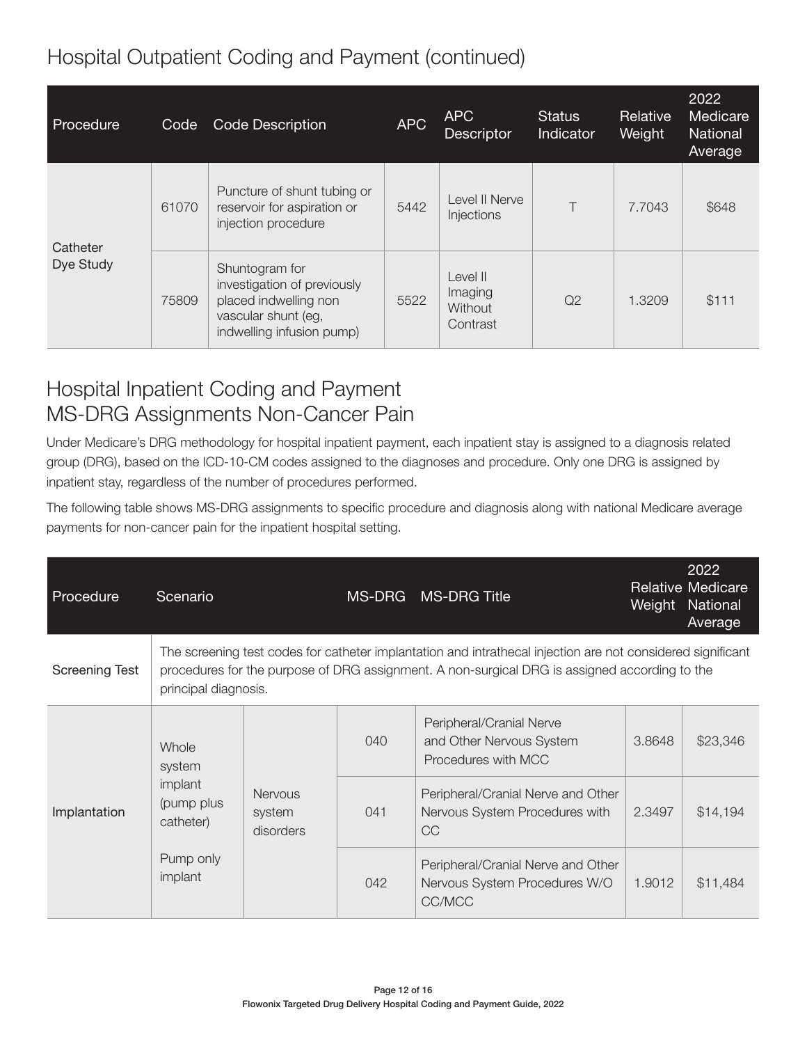## Hospital Outpatient Coding and Payment (continued)

| Procedure | Code | Code Description | APC | APC Descriptor | Status Indicator | Relative Weight | 2022 Medicare National Average |
|---|---|---|---|---|---|---|---|
| Catheter Dye Study | 61070 | Puncture of shunt tubing or reservoir for aspiration or injection procedure | 5442 | Level II Nerve Injections | T | 7.7043 | $648 |
| | 75809 | Shuntogram for investigation of previously placed indwelling non vascular shunt (eg, indwelling infusion pump) | 5522 | Level II Imaging Without Contrast | Q2 | 1.3209 | $111 |

## Hospital Inpatient Coding and Payment MS-DRG Assignments Non-Cancer Pain

Under Medicare's DRG methodology for hospital inpatient payment, each inpatient stay is assigned to a diagnosis related group (DRG), based on the ICD-10-CM codes assigned to the diagnoses and procedure. Only one DRG is assigned by inpatient stay, regardless of the number of procedures performed.

The following table shows MS-DRG assignments to specific procedure and diagnosis along with national Medicare average payments for non-cancer pain for the inpatient hospital setting.

| Procedure | Scenario | | MS-DRG | MS-DRG Title | Relative Weight | 2022 Medicare National Average |
|---|---|---|---|---|---|---|
| Screening Test | The screening test codes for catheter implantation and intrathecal injection are not considered significant procedures for the purpose of DRG assignment. A non-surgical DRG is assigned according to the principal diagnosis. | | | | | |
| Implantation | Whole system implant (pump plus catheter)<br><br>Pump only implant | Nervous system disorders | 040 | Peripheral/Cranial Nerve and Other Nervous System Procedures with MCC | 3.8648 | $23,346 |
| | | | 041 | Peripheral/Cranial Nerve and Other Nervous System Procedures with CC | 2.3497 | $14,194 |
| | | | 042 | Peripheral/Cranial Nerve and Other Nervous System Procedures W/O CC/MCC | 1.9012 | $11,484 |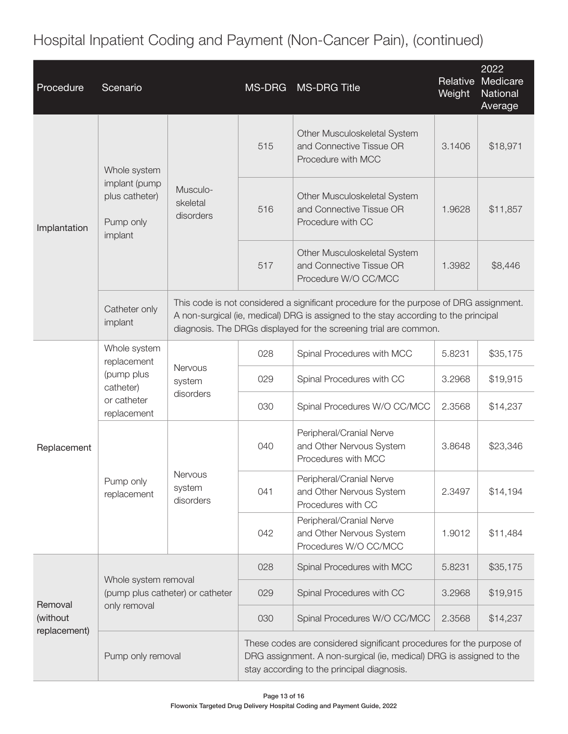# Hospital Inpatient Coding and Payment (Non-Cancer Pain), (continued)

| Procedure | Scenario | | MS-DRG | MS-DRG Title | Relative Weight | 2022 Medicare National Average |
|---|---|---|---|---|---|---|
| Implantation | Whole system implant (pump plus catheter) Pump only implant | Musculo-skeletal disorders | 515 | Other Musculoskeletal System and Connective Tissue OR Procedure with MCC | 3.1406 | $18,971 |
| | | | 516 | Other Musculoskeletal System and Connective Tissue OR Procedure with CC | 1.9628 | $11,857 |
| | | | 517 | Other Musculoskeletal System and Connective Tissue OR Procedure W/O CC/MCC | 1.3982 | $8,446 |
| | Catheter only implant | This code is not considered a significant procedure for the purpose of DRG assignment. A non-surgical (ie, medical) DRG is assigned to the stay according to the principal diagnosis. The DRGs displayed for the screening trial are common. | | | | |
| Replacement | Whole system replacement (pump plus catheter) or catheter replacement | Nervous system disorders | 028 | Spinal Procedures with MCC | 5.8231 | $35,175 |
| | | | 029 | Spinal Procedures with CC | 3.2968 | $19,915 |
| | | | 030 | Spinal Procedures W/O CC/MCC | 2.3568 | $14,237 |
| | Pump only replacement | Nervous system disorders | 040 | Peripheral/Cranial Nerve and Other Nervous System Procedures with MCC | 3.8648 | $23,346 |
| | | | 041 | Peripheral/Cranial Nerve and Other Nervous System Procedures with CC | 2.3497 | $14,194 |
| | | | 042 | Peripheral/Cranial Nerve and Other Nervous System Procedures W/O CC/MCC | 1.9012 | $11,484 |
| Removal (without replacement) | Whole system removal (pump plus catheter) or catheter only removal | | 028 | Spinal Procedures with MCC | 5.8231 | $35,175 |
| | | | 029 | Spinal Procedures with CC | 3.2968 | $19,915 |
| | | | 030 | Spinal Procedures W/O CC/MCC | 2.3568 | $14,237 |
| | Pump only removal | | These codes are considered significant procedures for the purpose of DRG assignment. A non-surgical (ie, medical) DRG is assigned to the stay according to the principal diagnosis. | | | |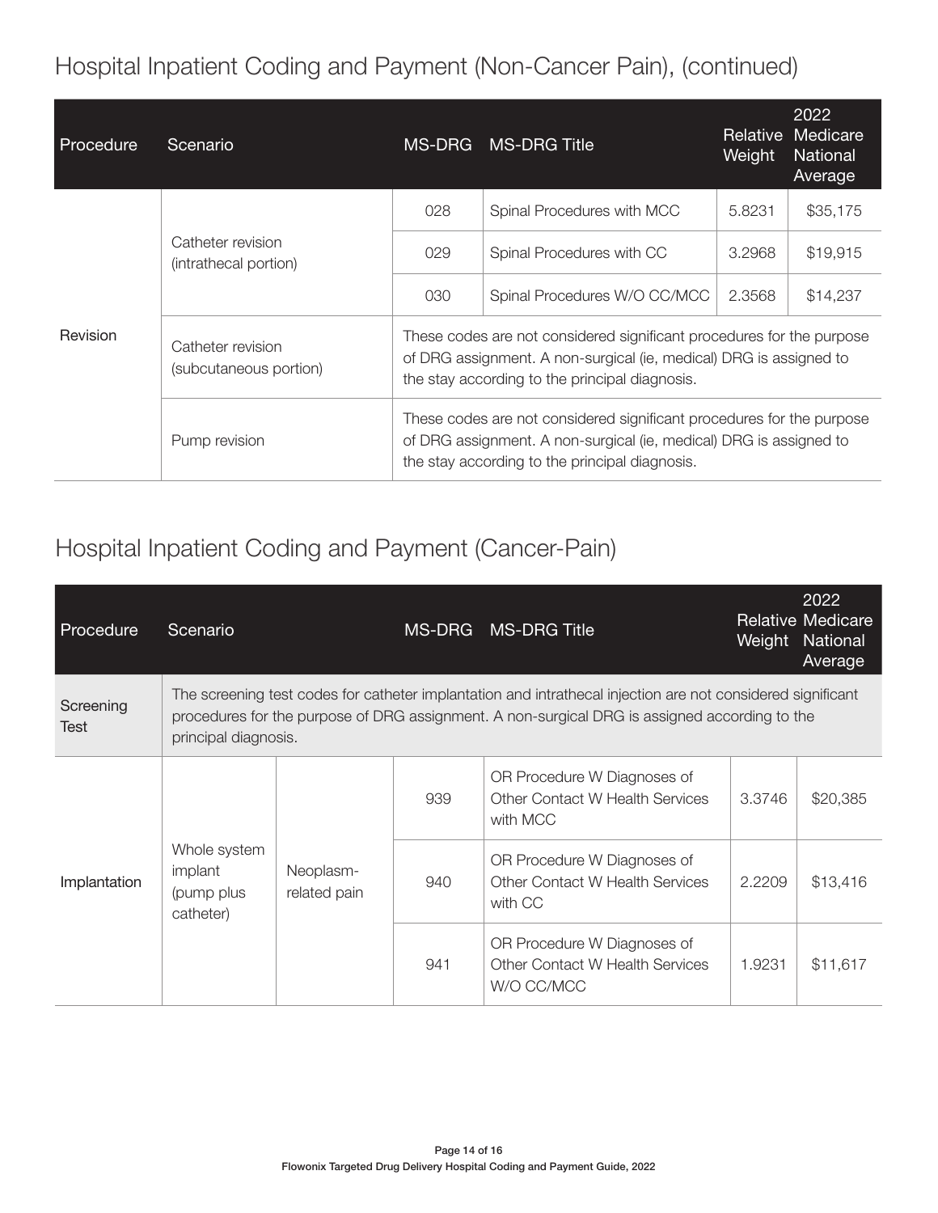## Hospital Inpatient Coding and Payment (Non-Cancer Pain), (continued)

| Procedure | Scenario | MS-DRG | MS-DRG Title | Relative Weight | 2022 Medicare National Average |
|---|---|---|---|---|---|
| Revision | Catheter revision (intrathecal portion) | 028 | Spinal Procedures with MCC | 5.8231 | $35,175 |
| | | 029 | Spinal Procedures with CC | 3.2968 | $19,915 |
| | | 030 | Spinal Procedures W/O CC/MCC | 2.3568 | $14,237 |
| | Catheter revision (subcutaneous portion) | These codes are not considered significant procedures for the purpose of DRG assignment. A non-surgical (ie, medical) DRG is assigned to the stay according to the principal diagnosis. | | | |
| | Pump revision | These codes are not considered significant procedures for the purpose of DRG assignment. A non-surgical (ie, medical) DRG is assigned to the stay according to the principal diagnosis. | | | |

## Hospital Inpatient Coding and Payment (Cancer-Pain)

| Procedure | Scenario | | MS-DRG | MS-DRG Title | Relative Weight | 2022 Medicare National Average |
|---|---|---|---|---|---|---|
| Screening Test | The screening test codes for catheter implantation and intrathecal injection are not considered significant procedures for the purpose of DRG assignment. A non-surgical DRG is assigned according to the principal diagnosis. | | | | | |
| Implantation | Whole system implant (pump plus catheter) | Neoplasm-related pain | 939 | OR Procedure W Diagnoses of Other Contact W Health Services with MCC | 3.3746 | $20,385 |
| | | | 940 | OR Procedure W Diagnoses of Other Contact W Health Services with CC | 2.2209 | $13,416 |
| | | | 941 | OR Procedure W Diagnoses of Other Contact W Health Services W/O CC/MCC | 1.9231 | $11,617 |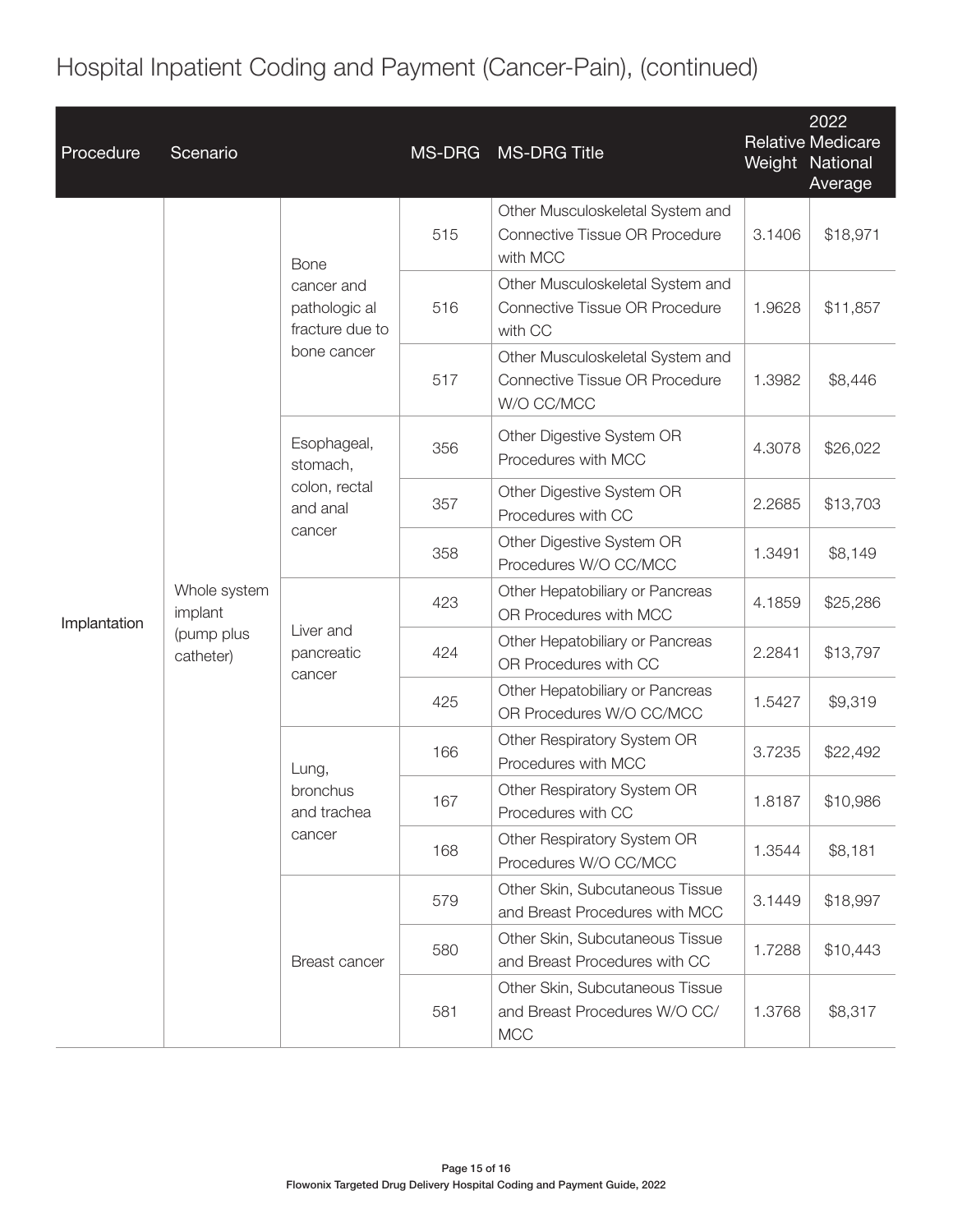# Hospital Inpatient Coding and Payment (Cancer-Pain), (continued)

| Procedure | Scenario | | MS-DRG | MS-DRG Title | Relative Weight | 2022 Medicare National Average |
|---|---|---|---|---|---|---|
| Implantation | Whole system implant (pump plus catheter) | Bone cancer and pathologic al fracture due to bone cancer | 515 | Other Musculoskeletal System and Connective Tissue OR Procedure with MCC | 3.1406 | $18,971 |
| | | | 516 | Other Musculoskeletal System and Connective Tissue OR Procedure with CC | 1.9628 | $11,857 |
| | | | 517 | Other Musculoskeletal System and Connective Tissue OR Procedure W/O CC/MCC | 1.3982 | $8,446 |
| | | Esophageal, stomach, colon, rectal and anal cancer | 356 | Other Digestive System OR Procedures with MCC | 4.3078 | $26,022 |
| | | | 357 | Other Digestive System OR Procedures with CC | 2.2685 | $13,703 |
| | | | 358 | Other Digestive System OR Procedures W/O CC/MCC | 1.3491 | $8,149 |
| | | Liver and pancreatic cancer | 423 | Other Hepatobiliary or Pancreas OR Procedures with MCC | 4.1859 | $25,286 |
| | | | 424 | Other Hepatobiliary or Pancreas OR Procedures with CC | 2.2841 | $13,797 |
| | | | 425 | Other Hepatobiliary or Pancreas OR Procedures W/O CC/MCC | 1.5427 | $9,319 |
| | | Lung, bronchus and trachea cancer | 166 | Other Respiratory System OR Procedures with MCC | 3.7235 | $22,492 |
| | | | 167 | Other Respiratory System OR Procedures with CC | 1.8187 | $10,986 |
| | | | 168 | Other Respiratory System OR Procedures W/O CC/MCC | 1.3544 | $8,181 |
| | | Breast cancer | 579 | Other Skin, Subcutaneous Tissue and Breast Procedures with MCC | 3.1449 | $18,997 |
| | | | 580 | Other Skin, Subcutaneous Tissue and Breast Procedures with CC | 1.7288 | $10,443 |
| | | | 581 | Other Skin, Subcutaneous Tissue and Breast Procedures W/O CC/MCC | 1.3768 | $8,317 |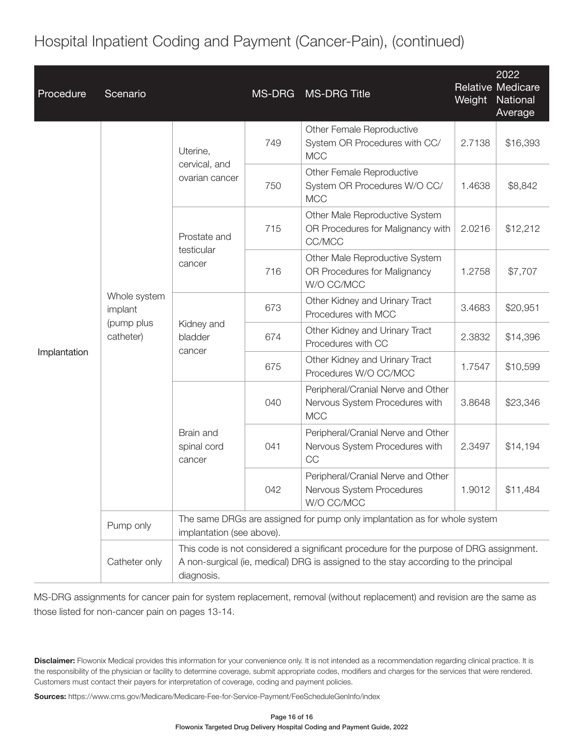# Hospital Inpatient Coding and Payment (Cancer-Pain), (continued)

| Procedure | Scenario | | MS-DRG | MS-DRG Title | Relative Weight | 2022 Medicare National Average |
|---|---|---|---|---|---|---|
| Implantation | Whole system implant (pump plus catheter) | Uterine, cervical, and ovarian cancer | 749 | Other Female Reproductive System OR Procedures with CC/MCC | 2.7138 | $16,393 |
| | | | 750 | Other Female Reproductive System OR Procedures W/O CC/MCC | 1.4638 | $8,842 |
| | | Prostate and testicular cancer | 715 | Other Male Reproductive System OR Procedures for Malignancy with CC/MCC | 2.0216 | $12,212 |
| | | | 716 | Other Male Reproductive System OR Procedures for Malignancy W/O CC/MCC | 1.2758 | $7,707 |
| | | Kidney and bladder cancer | 673 | Other Kidney and Urinary Tract Procedures with MCC | 3.4683 | $20,951 |
| | | | 674 | Other Kidney and Urinary Tract Procedures with CC | 2.3832 | $14,396 |
| | | | 675 | Other Kidney and Urinary Tract Procedures W/O CC/MCC | 1.7547 | $10,599 |
| | | Brain and spinal cord cancer | 040 | Peripheral/Cranial Nerve and Other Nervous System Procedures with MCC | 3.8648 | $23,346 |
| | | | 041 | Peripheral/Cranial Nerve and Other Nervous System Procedures with CC | 2.3497 | $14,194 |
| | | | 042 | Peripheral/Cranial Nerve and Other Nervous System Procedures W/O CC/MCC | 1.9012 | $11,484 |
| | Pump only | The same DRGs are assigned for pump only implantation as for whole system implantation (see above). | | | | |
| | Catheter only | This code is not considered a significant procedure for the purpose of DRG assignment. A non-surgical (ie, medical) DRG is assigned to the stay according to the principal diagnosis. | | | | |

MS-DRG assignments for cancer pain for system replacement, removal (without replacement) and revision are the same as those listed for non-cancer pain on pages 13-14.

**Disclaimer:** Flowonix Medical provides this information for your convenience only. It is not intended as a recommendation regarding clinical practice. It is the responsibility of the physician or facility to determine coverage, submit appropriate codes, modifiers and charges for the services that were rendered. Customers must contact their payers for interpretation of coverage, coding and payment policies.

**Sources:** https://www.cms.gov/Medicare/Medicare-Fee-for-Service-Payment/FeeScheduleGenInfo/index